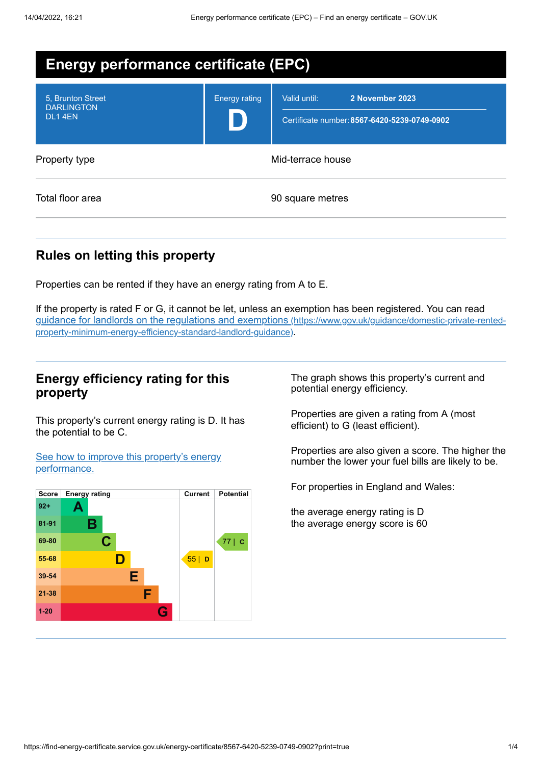# Energy performance certificate (EPC)

| | |
|---|---|
| 5, Brunton Street<br>DARLINGTON<br>DL1 4EN | Energy rating<br>**D** |
| Valid until: | **2 November 2023** |
| Certificate number: | **8567-6420-5239-0749-0902** |

| | |
|---|---|
| Property type | Mid-terrace house |
| Total floor area | 90 square metres |

## Rules on letting this property

Properties can be rented if they have an energy rating from A to E.

If the property is rated F or G, it cannot be let, unless an exemption has been registered. You can read [guidance for landlords on the regulations and exemptions (https://www.gov.uk/guidance/domestic-private-rented-property-minimum-energy-efficiency-standard-landlord-guidance)](https://www.gov.uk/guidance/domestic-private-rented-property-minimum-energy-efficiency-standard-landlord-guidance).

## Energy efficiency rating for this property

This property's current energy rating is D. It has the potential to be C.

[See how to improve this property's energy performance.]()

| Score | Energy rating | Current | Potential |
|---|---|---|---|
| 92+ | A | | |
| 81-91 | B | | |
| 69-80 | C | | 77 \| C |
| 55-68 | D | 55 \| D | |
| 39-54 | E | | |
| 21-38 | F | | |
| 1-20 | G | | |

The graph shows this property's current and potential energy efficiency.

Properties are given a rating from A (most efficient) to G (least efficient).

Properties are also given a score. The higher the number the lower your fuel bills are likely to be.

For properties in England and Wales:

the average energy rating is D
the average energy score is 60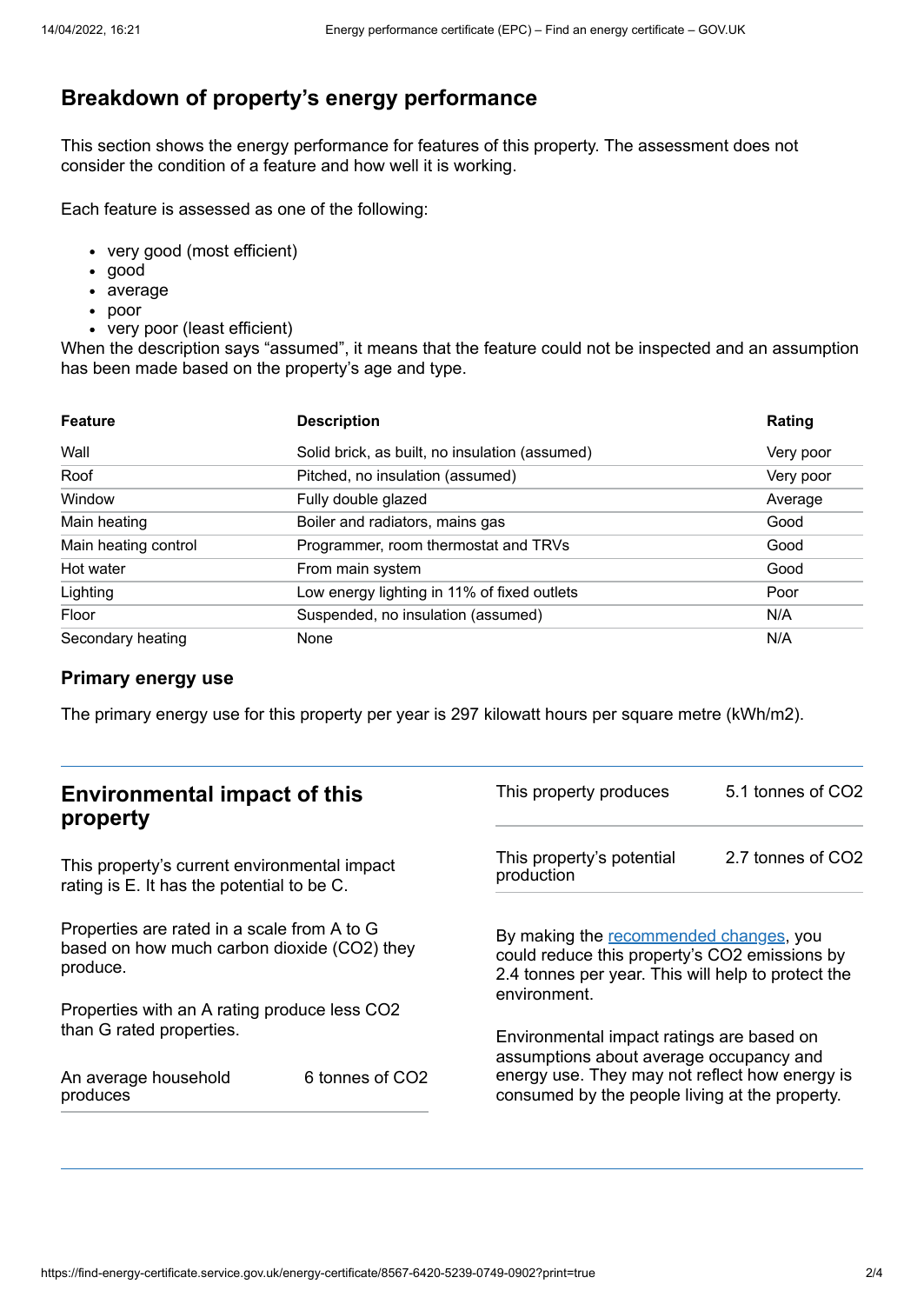## Breakdown of property's energy performance

This section shows the energy performance for features of this property. The assessment does not consider the condition of a feature and how well it is working.

Each feature is assessed as one of the following:

- very good (most efficient)
- good
- average
- poor
- very poor (least efficient)

When the description says "assumed", it means that the feature could not be inspected and an assumption has been made based on the property's age and type.

| Feature | Description | Rating |
|---|---|---|
| Wall | Solid brick, as built, no insulation (assumed) | Very poor |
| Roof | Pitched, no insulation (assumed) | Very poor |
| Window | Fully double glazed | Average |
| Main heating | Boiler and radiators, mains gas | Good |
| Main heating control | Programmer, room thermostat and TRVs | Good |
| Hot water | From main system | Good |
| Lighting | Low energy lighting in 11% of fixed outlets | Poor |
| Floor | Suspended, no insulation (assumed) | N/A |
| Secondary heating | None | N/A |

### Primary energy use

The primary energy use for this property per year is 297 kilowatt hours per square metre (kWh/m2).

## Environmental impact of this property

This property's current environmental impact rating is E. It has the potential to be C.

Properties are rated in a scale from A to G based on how much carbon dioxide ($CO_2$) they produce.

Properties with an A rating produce less $CO_2$ than G rated properties.

| | |
|---|---|
| An average household produces | 6 tonnes of $CO_2$ |

| | |
|---|---|
| This property produces | 5.1 tonnes of $CO_2$ |
| This property's potential production | 2.7 tonnes of $CO_2$ |

By making the recommended changes, you could reduce this property's $CO_2$ emissions by 2.4 tonnes per year. This will help to protect the environment.

Environmental impact ratings are based on assumptions about average occupancy and energy use. They may not reflect how energy is consumed by the people living at the property.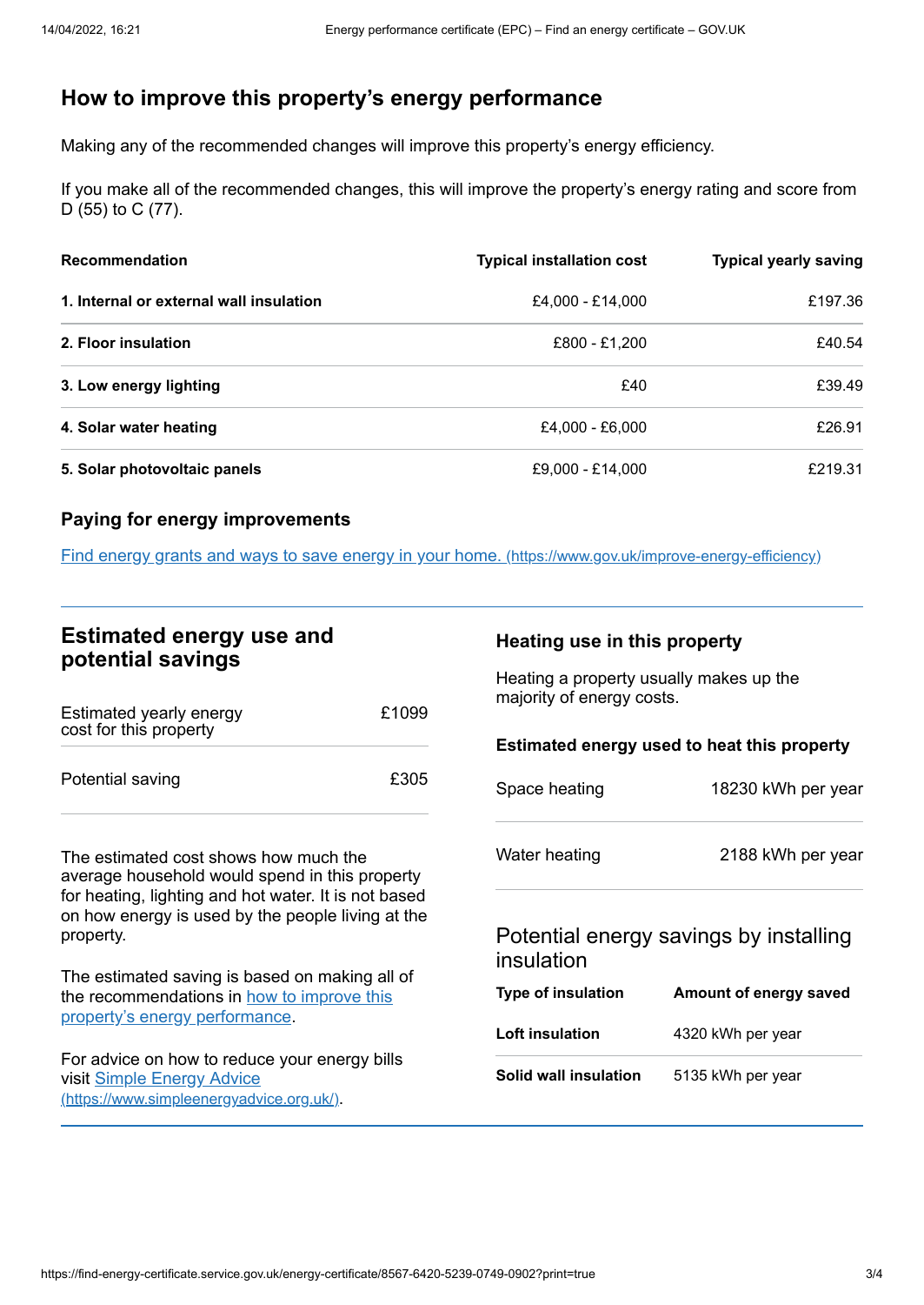## How to improve this property's energy performance

Making any of the recommended changes will improve this property's energy efficiency.

If you make all of the recommended changes, this will improve the property's energy rating and score from D (55) to C (77).

| Recommendation | Typical installation cost | Typical yearly saving |
|---|---|---|
| **1. Internal or external wall insulation** | £4,000 - £14,000 | £197.36 |
| **2. Floor insulation** | £800 - £1,200 | £40.54 |
| **3. Low energy lighting** | £40 | £39.49 |
| **4. Solar water heating** | £4,000 - £6,000 | £26.91 |
| **5. Solar photovoltaic panels** | £9,000 - £14,000 | £219.31 |

### Paying for energy improvements

[Find energy grants and ways to save energy in your home. (https://www.gov.uk/improve-energy-efficiency)](https://www.gov.uk/improve-energy-efficiency)

## Estimated energy use and potential savings

| | |
|---|---|
| Estimated yearly energy cost for this property | £1099 |
| Potential saving | £305 |

The estimated cost shows how much the average household would spend in this property for heating, lighting and hot water. It is not based on how energy is used by the people living at the property.

The estimated saving is based on making all of the recommendations in how to improve this property's energy performance.

For advice on how to reduce your energy bills visit [Simple Energy Advice (https://www.simpleenergyadvice.org.uk/)](https://www.simpleenergyadvice.org.uk/).

### Heating use in this property

Heating a property usually makes up the majority of energy costs.

#### Estimated energy used to heat this property

| | |
|---|---|
| Space heating | 18230 kWh per year |
| Water heating | 2188 kWh per year |

### Potential energy savings by installing insulation

| Type of insulation | Amount of energy saved |
|---|---|
| **Loft insulation** | 4320 kWh per year |
| **Solid wall insulation** | 5135 kWh per year |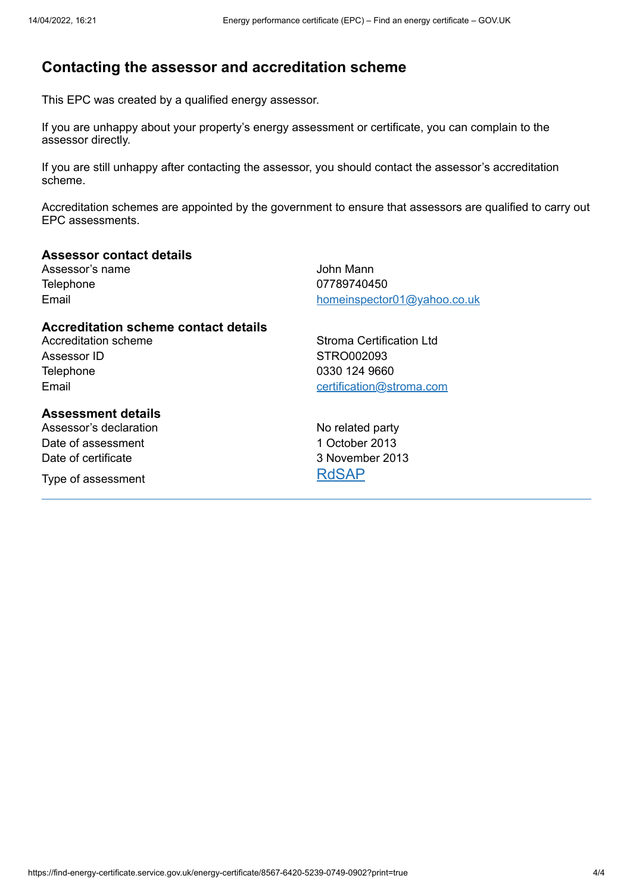## Contacting the assessor and accreditation scheme

This EPC was created by a qualified energy assessor.

If you are unhappy about your property's energy assessment or certificate, you can complain to the assessor directly.

If you are still unhappy after contacting the assessor, you should contact the assessor's accreditation scheme.

Accreditation schemes are appointed by the government to ensure that assessors are qualified to carry out EPC assessments.

### Assessor contact details

| | |
|---|---|
| Assessor's name | John Mann |
| Telephone | 07789740450 |
| Email | homeinspector01@yahoo.co.uk |

### Accreditation scheme contact details

| | |
|---|---|
| Accreditation scheme | Stroma Certification Ltd |
| Assessor ID | STRO002093 |
| Telephone | 0330 124 9660 |
| Email | certification@stroma.com |

### Assessment details

| | |
|---|---|
| Assessor's declaration | No related party |
| Date of assessment | 1 October 2013 |
| Date of certificate | 3 November 2013 |
| Type of assessment | RdSAP |